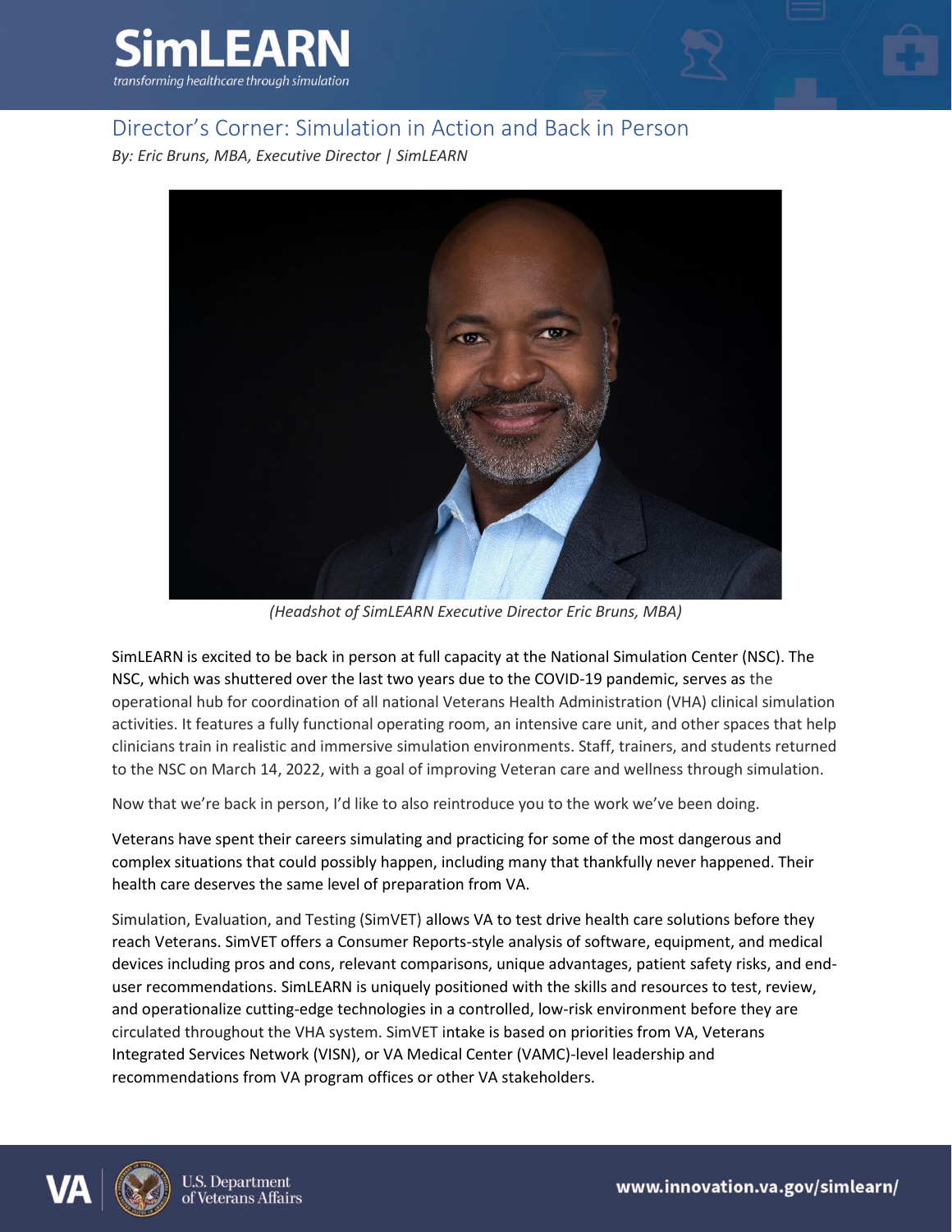# Director's Corner: Simulation in Action and Back in Person

*By: Eric Bruns, MBA, Executive Director | SimLEARN*

*(Headshot of SimLEARN Executive Director Eric Bruns, MBA)*

SimLEARN is excited to be back in person at full capacity at the National Simulation Center (NSC). The NSC, which was shuttered over the last two years due to the COVID-19 pandemic, serves as the operational hub for coordination of all national Veterans Health Administration (VHA) clinical simulation activities. It features a fully functional operating room, an intensive care unit, and other spaces that help clinicians train in realistic and immersive simulation environments. Staff, trainers, and students returned to the NSC on March 14, 2022, with a goal of improving Veteran care and wellness through simulation.

Now that we're back in person, I'd like to also reintroduce you to the work we've been doing.

Veterans have spent their careers simulating and practicing for some of the most dangerous and complex situations that could possibly happen, including many that thankfully never happened. Their health care deserves the same level of preparation from VA.

Simulation, Evaluation, and Testing (SimVET) allows VA to test drive health care solutions before they reach Veterans. SimVET offers a Consumer Reports-style analysis of software, equipment, and medical devices including pros and cons, relevant comparisons, unique advantages, patient safety risks, and end-user recommendations. SimLEARN is uniquely positioned with the skills and resources to test, review, and operationalize cutting-edge technologies in a controlled, low-risk environment before they are circulated throughout the VHA system. SimVET intake is based on priorities from VA, Veterans Integrated Services Network (VISN), or VA Medical Center (VAMC)-level leadership and recommendations from VA program offices or other VA stakeholders.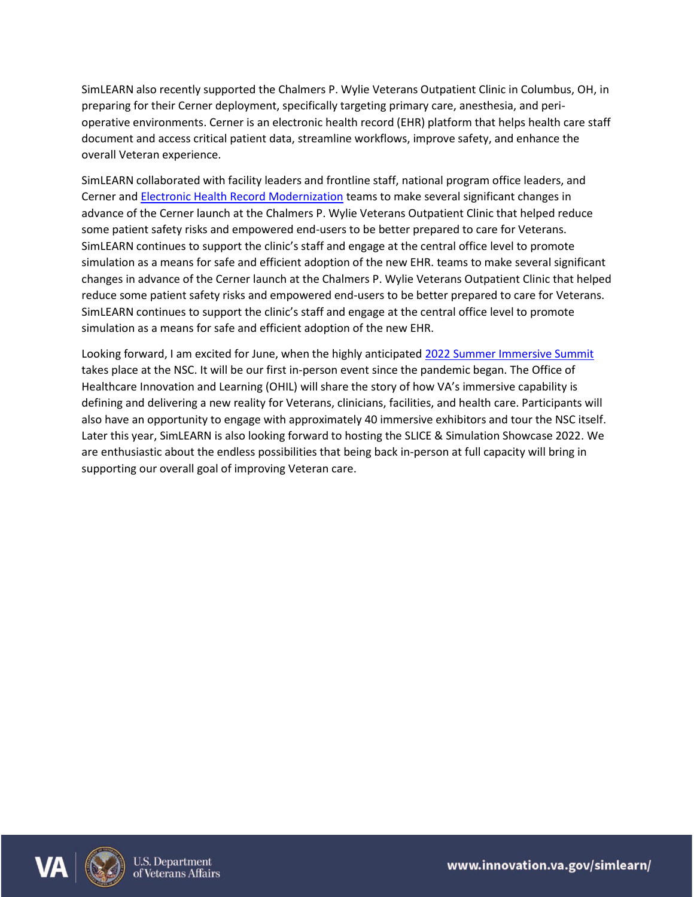SimLEARN also recently supported the Chalmers P. Wylie Veterans Outpatient Clinic in Columbus, OH, in preparing for their Cerner deployment, specifically targeting primary care, anesthesia, and peri-operative environments. Cerner is an electronic health record (EHR) platform that helps health care staff document and access critical patient data, streamline workflows, improve safety, and enhance the overall Veteran experience.

SimLEARN collaborated with facility leaders and frontline staff, national program office leaders, and Cerner and Electronic Health Record Modernization teams to make several significant changes in advance of the Cerner launch at the Chalmers P. Wylie Veterans Outpatient Clinic that helped reduce some patient safety risks and empowered end-users to be better prepared to care for Veterans. SimLEARN continues to support the clinic's staff and engage at the central office level to promote simulation as a means for safe and efficient adoption of the new EHR. teams to make several significant changes in advance of the Cerner launch at the Chalmers P. Wylie Veterans Outpatient Clinic that helped reduce some patient safety risks and empowered end-users to be better prepared to care for Veterans. SimLEARN continues to support the clinic's staff and engage at the central office level to promote simulation as a means for safe and efficient adoption of the new EHR.

Looking forward, I am excited for June, when the highly anticipated 2022 Summer Immersive Summit takes place at the NSC. It will be our first in-person event since the pandemic began. The Office of Healthcare Innovation and Learning (OHIL) will share the story of how VA's immersive capability is defining and delivering a new reality for Veterans, clinicians, facilities, and health care. Participants will also have an opportunity to engage with approximately 40 immersive exhibitors and tour the NSC itself. Later this year, SimLEARN is also looking forward to hosting the SLICE & Simulation Showcase 2022. We are enthusiastic about the endless possibilities that being back in-person at full capacity will bring in supporting our overall goal of improving Veteran care.